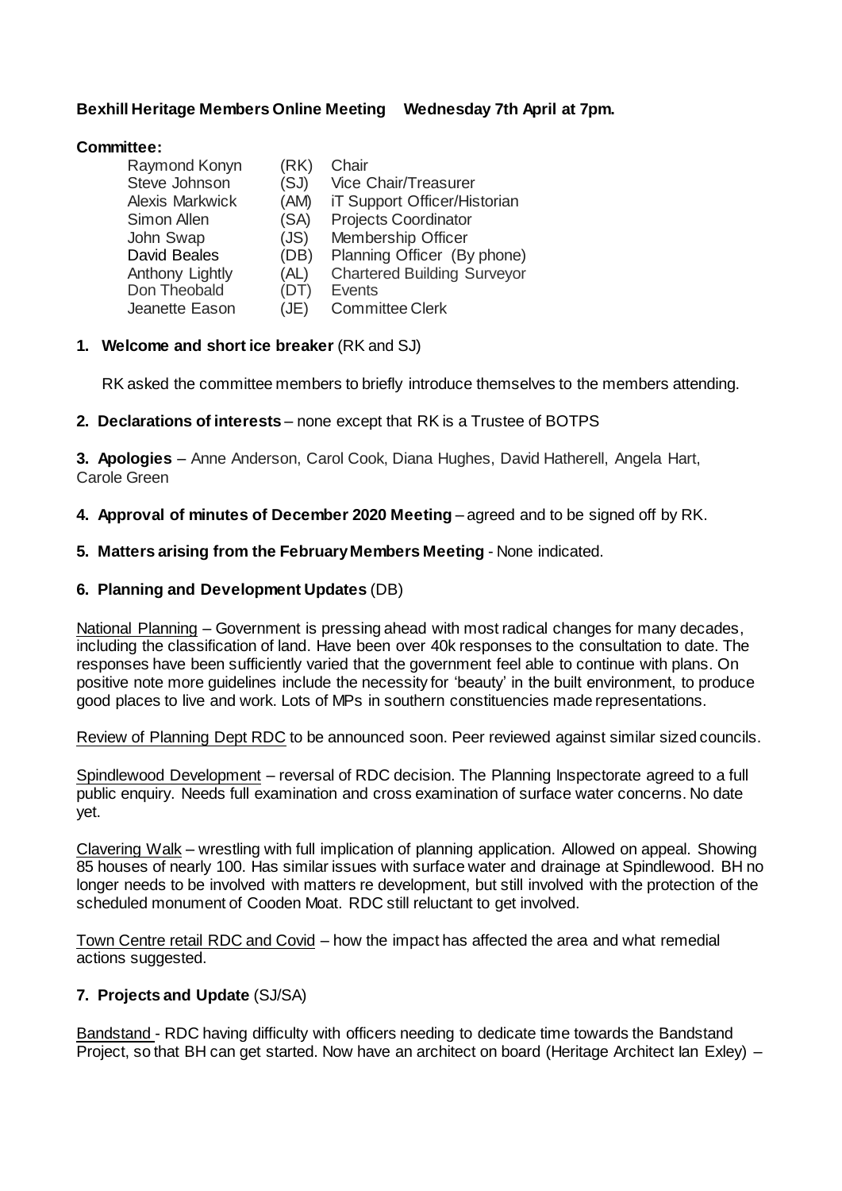**Bexhill Heritage Members Online Meeting Wednesday 7th April at 7pm.**

**Committee:**

| | | |
|---|---|---|
| Raymond Konyn | (RK) | Chair |
| Steve Johnson | (SJ) | Vice Chair/Treasurer |
| Alexis Markwick | (AM) | iT Support Officer/Historian |
| Simon Allen | (SA) | Projects Coordinator |
| John Swap | (JS) | Membership Officer |
| David Beales | (DB) | Planning Officer (By phone) |
| Anthony Lightly | (AL) | Chartered Building Surveyor |
| Don Theobald | (DT) | Events |
| Jeanette Eason | (JE) | Committee Clerk |

**1. Welcome and short ice breaker** (RK and SJ)

RK asked the committee members to briefly introduce themselves to the members attending.

**2. Declarations of interests** – none except that RK is a Trustee of BOTPS

**3. Apologies** – Anne Anderson, Carol Cook, Diana Hughes, David Hatherell, Angela Hart, Carole Green

**4. Approval of minutes of December 2020 Meeting** – agreed and to be signed off by RK.

**5. Matters arising from the February Members Meeting** - None indicated.

**6. Planning and Development Updates** (DB)

National Planning – Government is pressing ahead with most radical changes for many decades, including the classification of land. Have been over 40k responses to the consultation to date. The responses have been sufficiently varied that the government feel able to continue with plans. On positive note more guidelines include the necessity for 'beauty' in the built environment, to produce good places to live and work. Lots of MPs in southern constituencies made representations.

Review of Planning Dept RDC to be announced soon. Peer reviewed against similar sized councils.

Spindlewood Development – reversal of RDC decision. The Planning Inspectorate agreed to a full public enquiry. Needs full examination and cross examination of surface water concerns. No date yet.

Clavering Walk – wrestling with full implication of planning application. Allowed on appeal. Showing 85 houses of nearly 100. Has similar issues with surface water and drainage at Spindlewood. BH no longer needs to be involved with matters re development, but still involved with the protection of the scheduled monument of Cooden Moat. RDC still reluctant to get involved.

Town Centre retail RDC and Covid – how the impact has affected the area and what remedial actions suggested.

**7. Projects and Update** (SJ/SA)

Bandstand - RDC having difficulty with officers needing to dedicate time towards the Bandstand Project, so that BH can get started. Now have an architect on board (Heritage Architect Ian Exley) –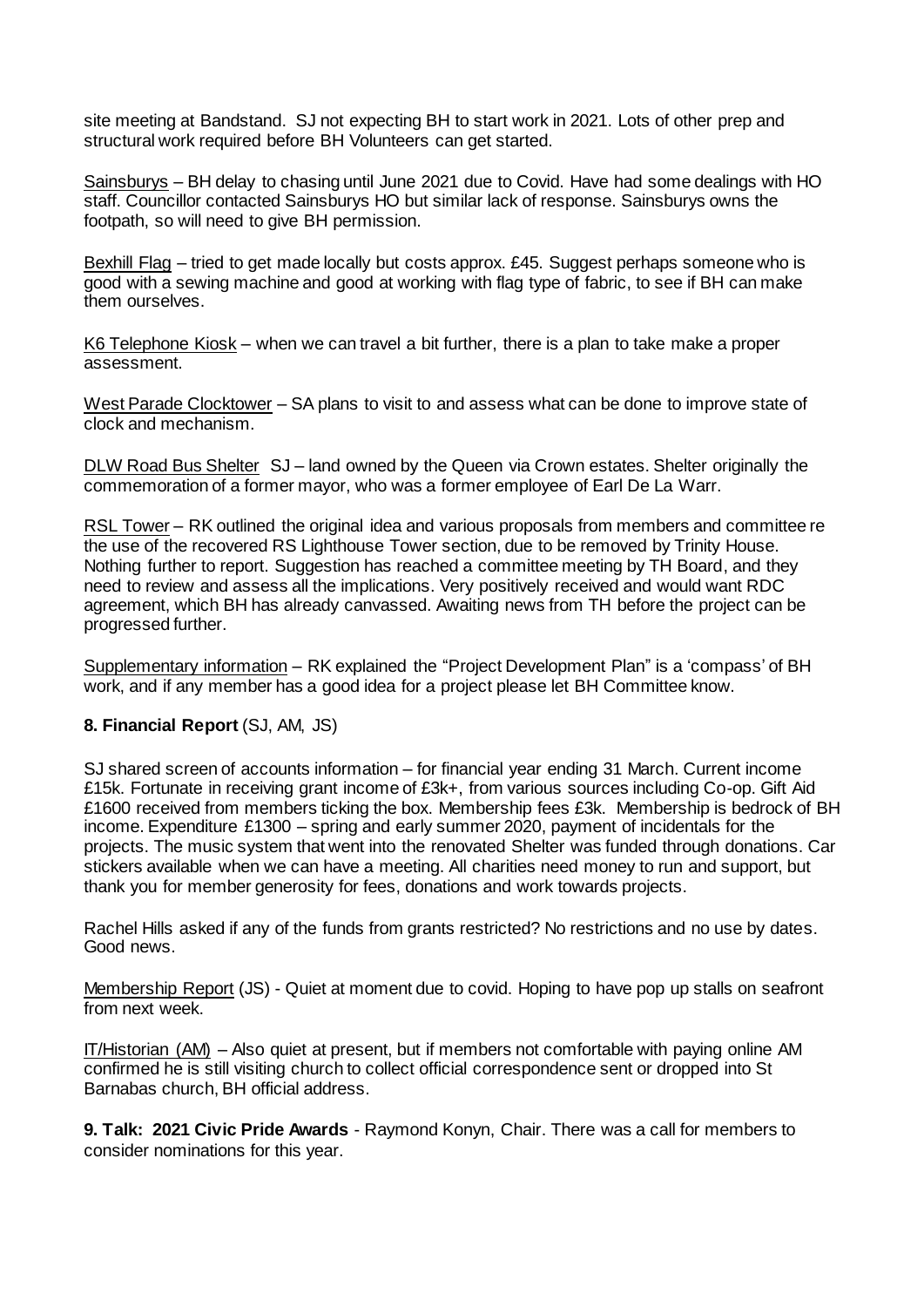site meeting at Bandstand. SJ not expecting BH to start work in 2021. Lots of other prep and structural work required before BH Volunteers can get started.

<u>Sainsburys</u> – BH delay to chasing until June 2021 due to Covid. Have had some dealings with HO staff. Councillor contacted Sainsburys HO but similar lack of response. Sainsburys owns the footpath, so will need to give BH permission.

<u>Bexhill Flag</u> – tried to get made locally but costs approx. £45. Suggest perhaps someone who is good with a sewing machine and good at working with flag type of fabric, to see if BH can make them ourselves.

<u>K6 Telephone Kiosk</u> – when we can travel a bit further, there is a plan to take make a proper assessment.

<u>West Parade Clocktower</u> – SA plans to visit to and assess what can be done to improve state of clock and mechanism.

<u>DLW Road Bus Shelter</u> SJ – land owned by the Queen via Crown estates. Shelter originally the commemoration of a former mayor, who was a former employee of Earl De La Warr.

<u>RSL Tower</u> – RK outlined the original idea and various proposals from members and committee re the use of the recovered RS Lighthouse Tower section, due to be removed by Trinity House. Nothing further to report. Suggestion has reached a committee meeting by TH Board, and they need to review and assess all the implications. Very positively received and would want RDC agreement, which BH has already canvassed. Awaiting news from TH before the project can be progressed further.

<u>Supplementary information</u> – RK explained the "Project Development Plan" is a 'compass' of BH work, and if any member has a good idea for a project please let BH Committee know.

**8. Financial Report** (SJ, AM, JS)

SJ shared screen of accounts information – for financial year ending 31 March. Current income £15k. Fortunate in receiving grant income of £3k+, from various sources including Co-op. Gift Aid £1600 received from members ticking the box. Membership fees £3k. Membership is bedrock of BH income. Expenditure £1300 – spring and early summer 2020, payment of incidentals for the projects. The music system that went into the renovated Shelter was funded through donations. Car stickers available when we can have a meeting. All charities need money to run and support, but thank you for member generosity for fees, donations and work towards projects.

Rachel Hills asked if any of the funds from grants restricted? No restrictions and no use by dates. Good news.

<u>Membership Report</u> (JS) - Quiet at moment due to covid. Hoping to have pop up stalls on seafront from next week.

<u>IT/Historian (AM)</u> – Also quiet at present, but if members not comfortable with paying online AM confirmed he is still visiting church to collect official correspondence sent or dropped into St Barnabas church, BH official address.

**9. Talk: 2021 Civic Pride Awards** - Raymond Konyn, Chair. There was a call for members to consider nominations for this year.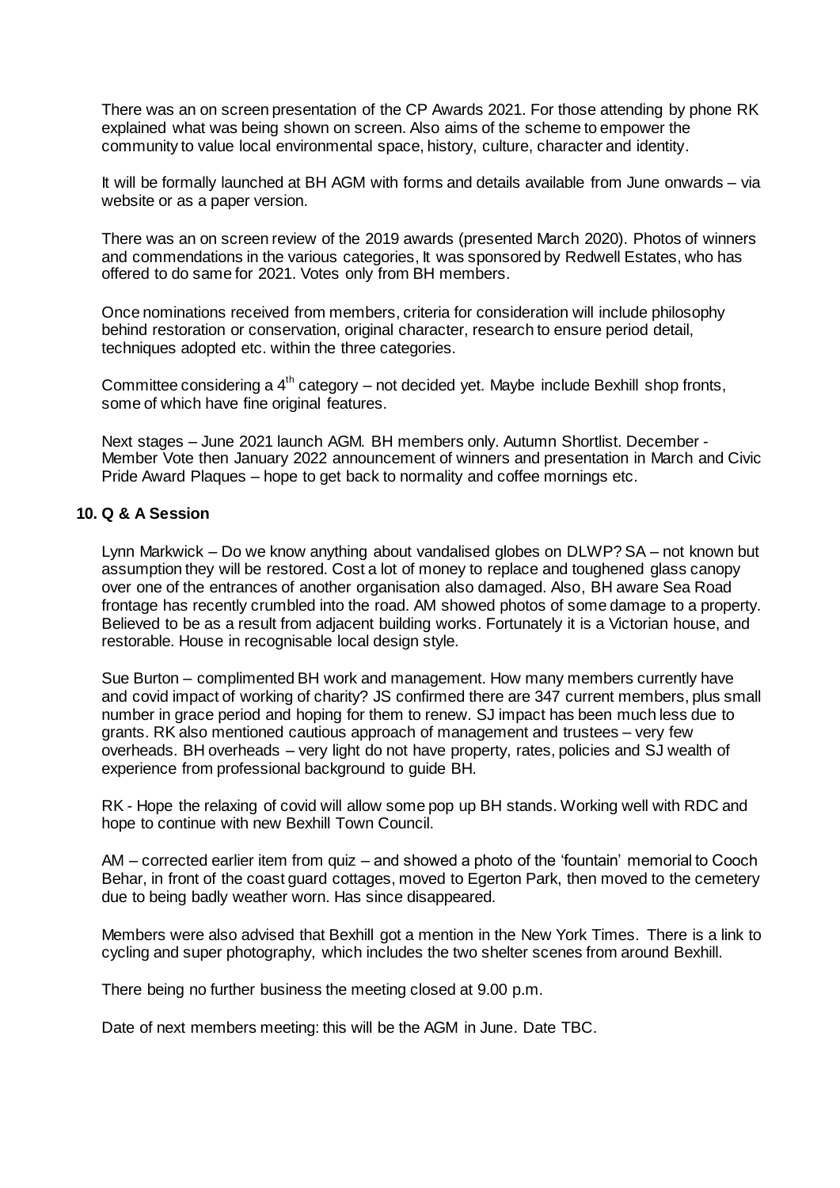There was an on screen presentation of the CP Awards 2021. For those attending by phone RK explained what was being shown on screen. Also aims of the scheme to empower the community to value local environmental space, history, culture, character and identity.

It will be formally launched at BH AGM with forms and details available from June onwards – via website or as a paper version.

There was an on screen review of the 2019 awards (presented March 2020). Photos of winners and commendations in the various categories, It was sponsored by Redwell Estates, who has offered to do same for 2021. Votes only from BH members.

Once nominations received from members, criteria for consideration will include philosophy behind restoration or conservation, original character, research to ensure period detail, techniques adopted etc. within the three categories.

Committee considering a 4th category – not decided yet. Maybe include Bexhill shop fronts, some of which have fine original features.

Next stages – June 2021 launch AGM. BH members only. Autumn Shortlist. December - Member Vote then January 2022 announcement of winners and presentation in March and Civic Pride Award Plaques – hope to get back to normality and coffee mornings etc.

**10. Q & A Session**

Lynn Markwick – Do we know anything about vandalised globes on DLWP? SA – not known but assumption they will be restored. Cost a lot of money to replace and toughened glass canopy over one of the entrances of another organisation also damaged. Also, BH aware Sea Road frontage has recently crumbled into the road. AM showed photos of some damage to a property. Believed to be as a result from adjacent building works. Fortunately it is a Victorian house, and restorable. House in recognisable local design style.

Sue Burton – complimented BH work and management. How many members currently have and covid impact of working of charity? JS confirmed there are 347 current members, plus small number in grace period and hoping for them to renew. SJ impact has been much less due to grants. RK also mentioned cautious approach of management and trustees – very few overheads. BH overheads – very light do not have property, rates, policies and SJ wealth of experience from professional background to guide BH.

RK - Hope the relaxing of covid will allow some pop up BH stands. Working well with RDC and hope to continue with new Bexhill Town Council.

AM – corrected earlier item from quiz – and showed a photo of the 'fountain' memorial to Cooch Behar, in front of the coast guard cottages, moved to Egerton Park, then moved to the cemetery due to being badly weather worn. Has since disappeared.

Members were also advised that Bexhill got a mention in the New York Times. There is a link to cycling and super photography, which includes the two shelter scenes from around Bexhill.

There being no further business the meeting closed at 9.00 p.m.

Date of next members meeting: this will be the AGM in June. Date TBC.